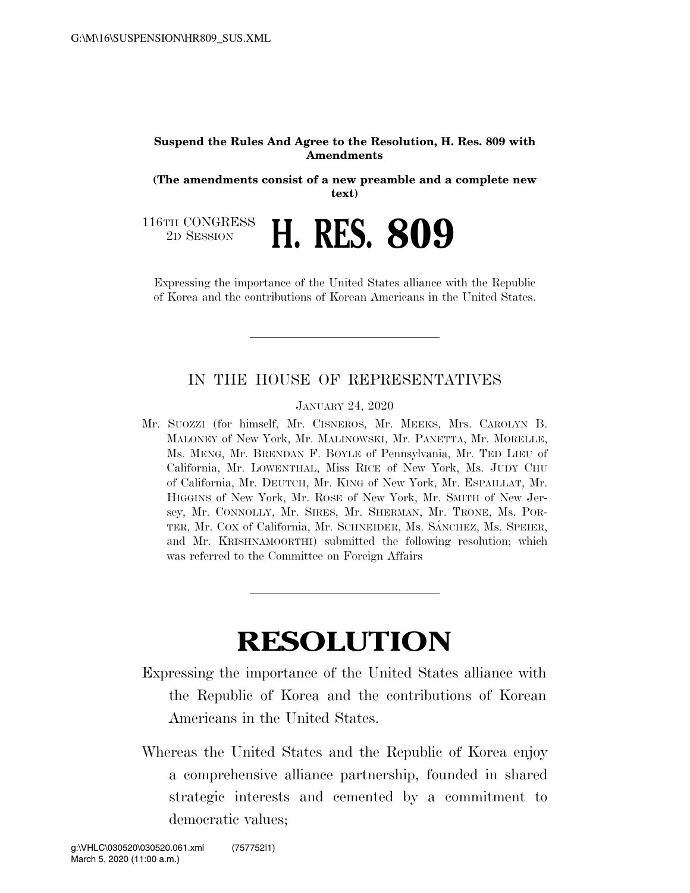**Suspend the Rules And Agree to the Resolution, H. Res. 809 with Amendments**

**(The amendments consist of a new preamble and a complete new text)**

116TH CONGRESS
2D SESSION

# H. RES. 809

Expressing the importance of the United States alliance with the Republic of Korea and the contributions of Korean Americans in the United States.

---

IN THE HOUSE OF REPRESENTATIVES

JANUARY 24, 2020

Mr. SUOZZI (for himself, Mr. CISNEROS, Mr. MEEKS, Mrs. CAROLYN B. MALONEY of New York, Mr. MALINOWSKI, Mr. PANETTA, Mr. MORELLE, Ms. MENG, Mr. BRENDAN F. BOYLE of Pennsylvania, Mr. TED LIEU of California, Mr. LOWENTHAL, Miss RICE of New York, Ms. JUDY CHU of California, Mr. DEUTCH, Mr. KING of New York, Mr. ESPAILLAT, Mr. HIGGINS of New York, Mr. ROSE of New York, Mr. SMITH of New Jersey, Mr. CONNOLLY, Mr. SIRES, Mr. SHERMAN, Mr. TRONE, Ms. PORTER, Mr. COX of California, Mr. SCHNEIDER, Ms. SÁNCHEZ, Ms. SPEIER, and Mr. KRISHNAMOORTHI) submitted the following resolution; which was referred to the Committee on Foreign Affairs

---

# RESOLUTION

Expressing the importance of the United States alliance with the Republic of Korea and the contributions of Korean Americans in the United States.

Whereas the United States and the Republic of Korea enjoy a comprehensive alliance partnership, founded in shared strategic interests and cemented by a commitment to democratic values;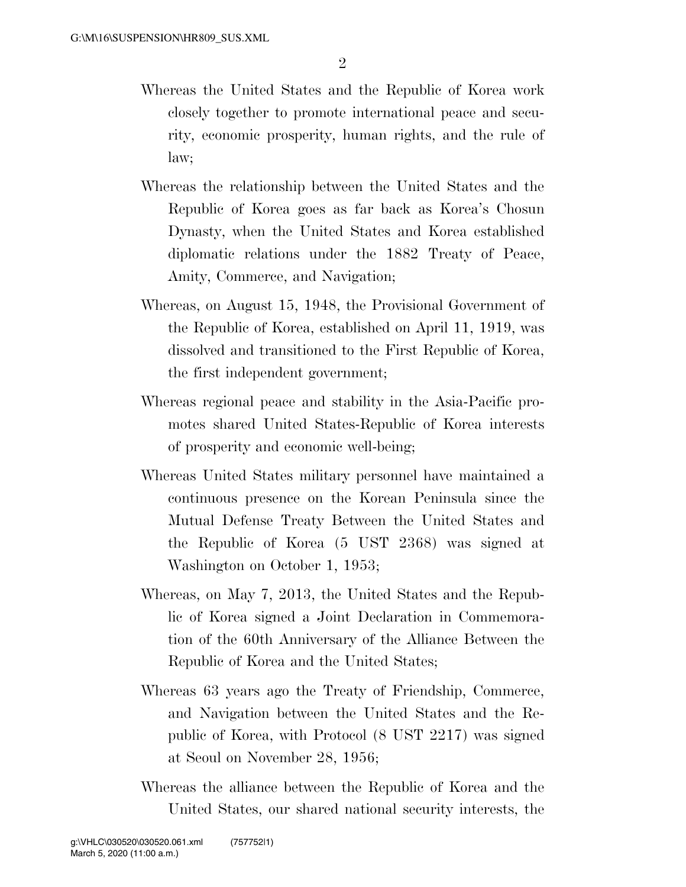Whereas the United States and the Republic of Korea work closely together to promote international peace and security, economic prosperity, human rights, and the rule of law;

Whereas the relationship between the United States and the Republic of Korea goes as far back as Korea's Chosun Dynasty, when the United States and Korea established diplomatic relations under the 1882 Treaty of Peace, Amity, Commerce, and Navigation;

Whereas, on August 15, 1948, the Provisional Government of the Republic of Korea, established on April 11, 1919, was dissolved and transitioned to the First Republic of Korea, the first independent government;

Whereas regional peace and stability in the Asia-Pacific promotes shared United States-Republic of Korea interests of prosperity and economic well-being;

Whereas United States military personnel have maintained a continuous presence on the Korean Peninsula since the Mutual Defense Treaty Between the United States and the Republic of Korea (5 UST 2368) was signed at Washington on October 1, 1953;

Whereas, on May 7, 2013, the United States and the Republic of Korea signed a Joint Declaration in Commemoration of the 60th Anniversary of the Alliance Between the Republic of Korea and the United States;

Whereas 63 years ago the Treaty of Friendship, Commerce, and Navigation between the United States and the Republic of Korea, with Protocol (8 UST 2217) was signed at Seoul on November 28, 1956;

Whereas the alliance between the Republic of Korea and the United States, our shared national security interests, the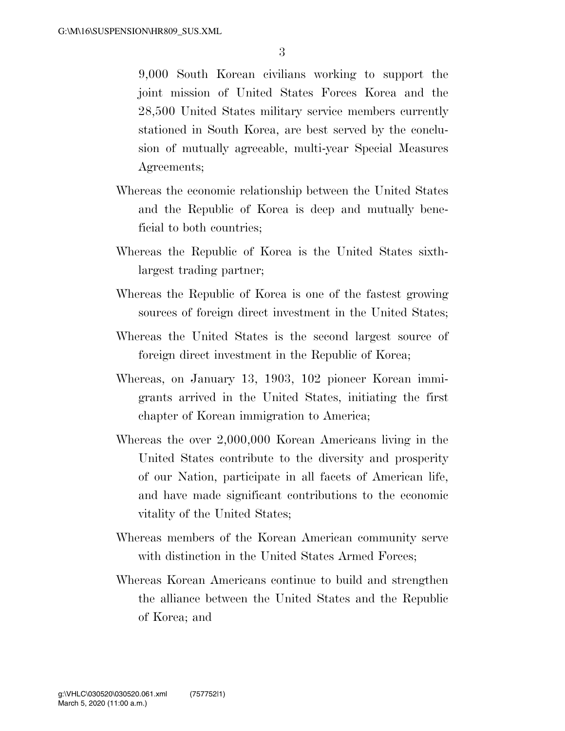9,000 South Korean civilians working to support the joint mission of United States Forces Korea and the 28,500 United States military service members currently stationed in South Korea, are best served by the conclusion of mutually agreeable, multi-year Special Measures Agreements;

Whereas the economic relationship between the United States and the Republic of Korea is deep and mutually beneficial to both countries;

Whereas the Republic of Korea is the United States sixth-largest trading partner;

Whereas the Republic of Korea is one of the fastest growing sources of foreign direct investment in the United States;

Whereas the United States is the second largest source of foreign direct investment in the Republic of Korea;

Whereas, on January 13, 1903, 102 pioneer Korean immigrants arrived in the United States, initiating the first chapter of Korean immigration to America;

Whereas the over 2,000,000 Korean Americans living in the United States contribute to the diversity and prosperity of our Nation, participate in all facets of American life, and have made significant contributions to the economic vitality of the United States;

Whereas members of the Korean American community serve with distinction in the United States Armed Forces;

Whereas Korean Americans continue to build and strengthen the alliance between the United States and the Republic of Korea; and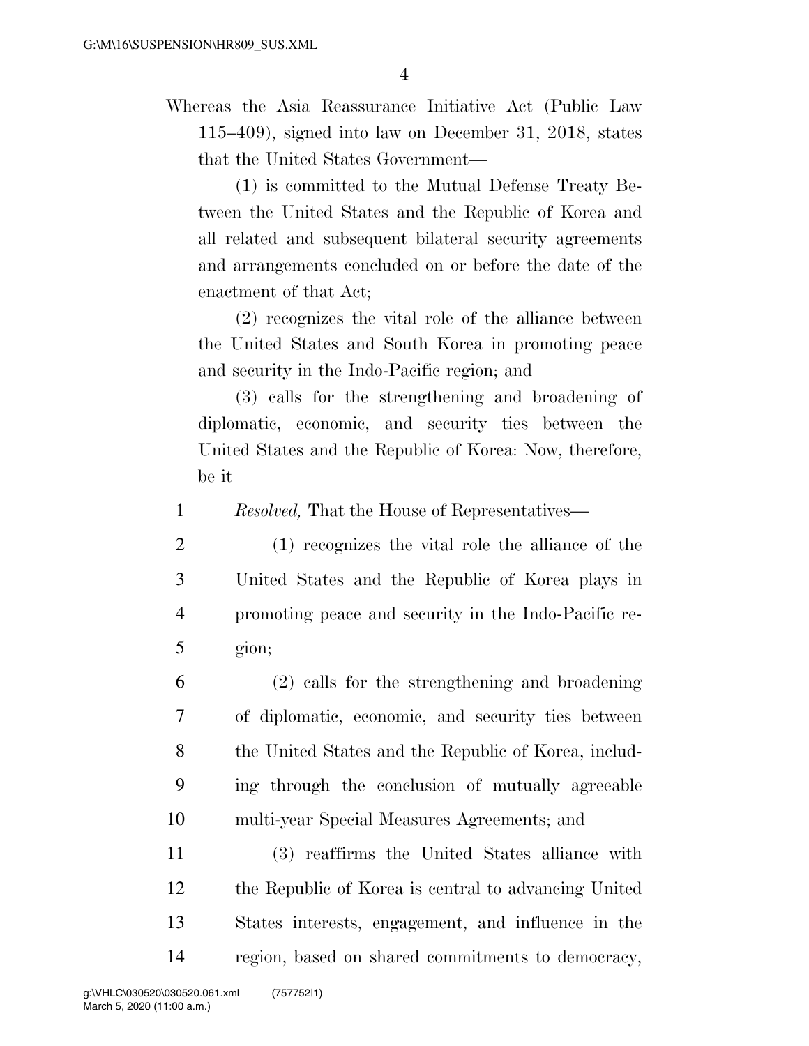Whereas the Asia Reassurance Initiative Act (Public Law 115–409), signed into law on December 31, 2018, states that the United States Government—

(1) is committed to the Mutual Defense Treaty Between the United States and the Republic of Korea and all related and subsequent bilateral security agreements and arrangements concluded on or before the date of the enactment of that Act;

(2) recognizes the vital role of the alliance between the United States and South Korea in promoting peace and security in the Indo-Pacific region; and

(3) calls for the strengthening and broadening of diplomatic, economic, and security ties between the United States and the Republic of Korea: Now, therefore, be it

*Resolved,* That the House of Representatives—

(1) recognizes the vital role the alliance of the United States and the Republic of Korea plays in promoting peace and security in the Indo-Pacific region;

(2) calls for the strengthening and broadening of diplomatic, economic, and security ties between the United States and the Republic of Korea, including through the conclusion of mutually agreeable multi-year Special Measures Agreements; and

(3) reaffirms the United States alliance with the Republic of Korea is central to advancing United States interests, engagement, and influence in the region, based on shared commitments to democracy,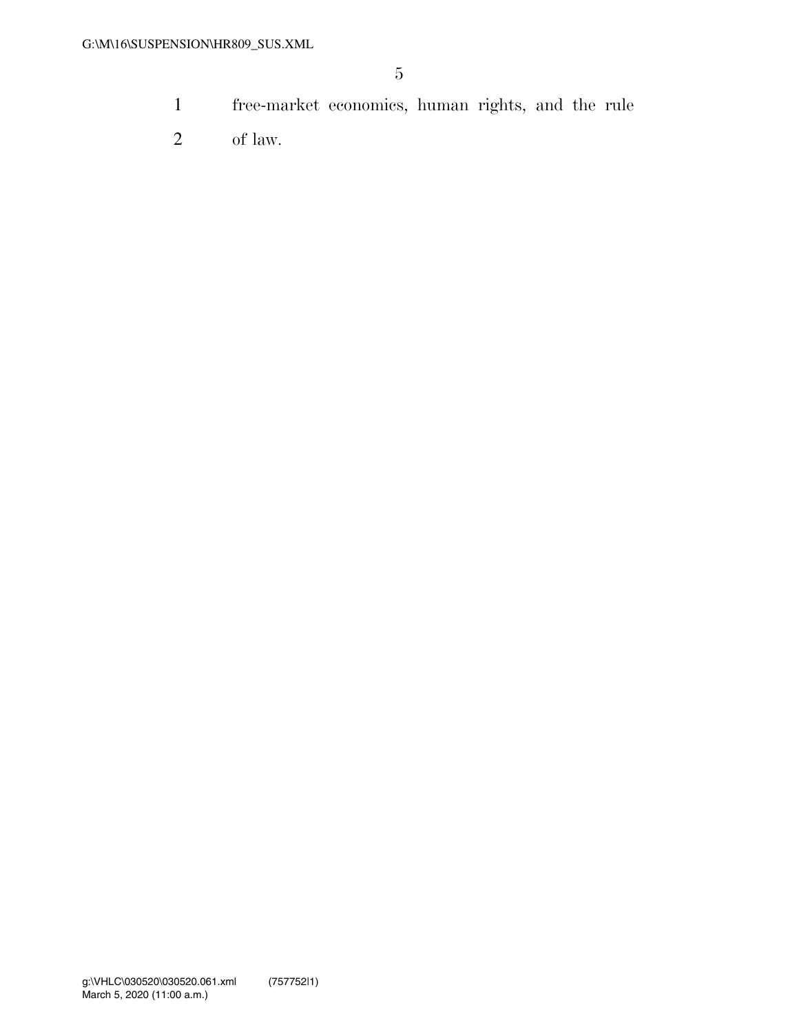free-market economics, human rights, and the rule of law.